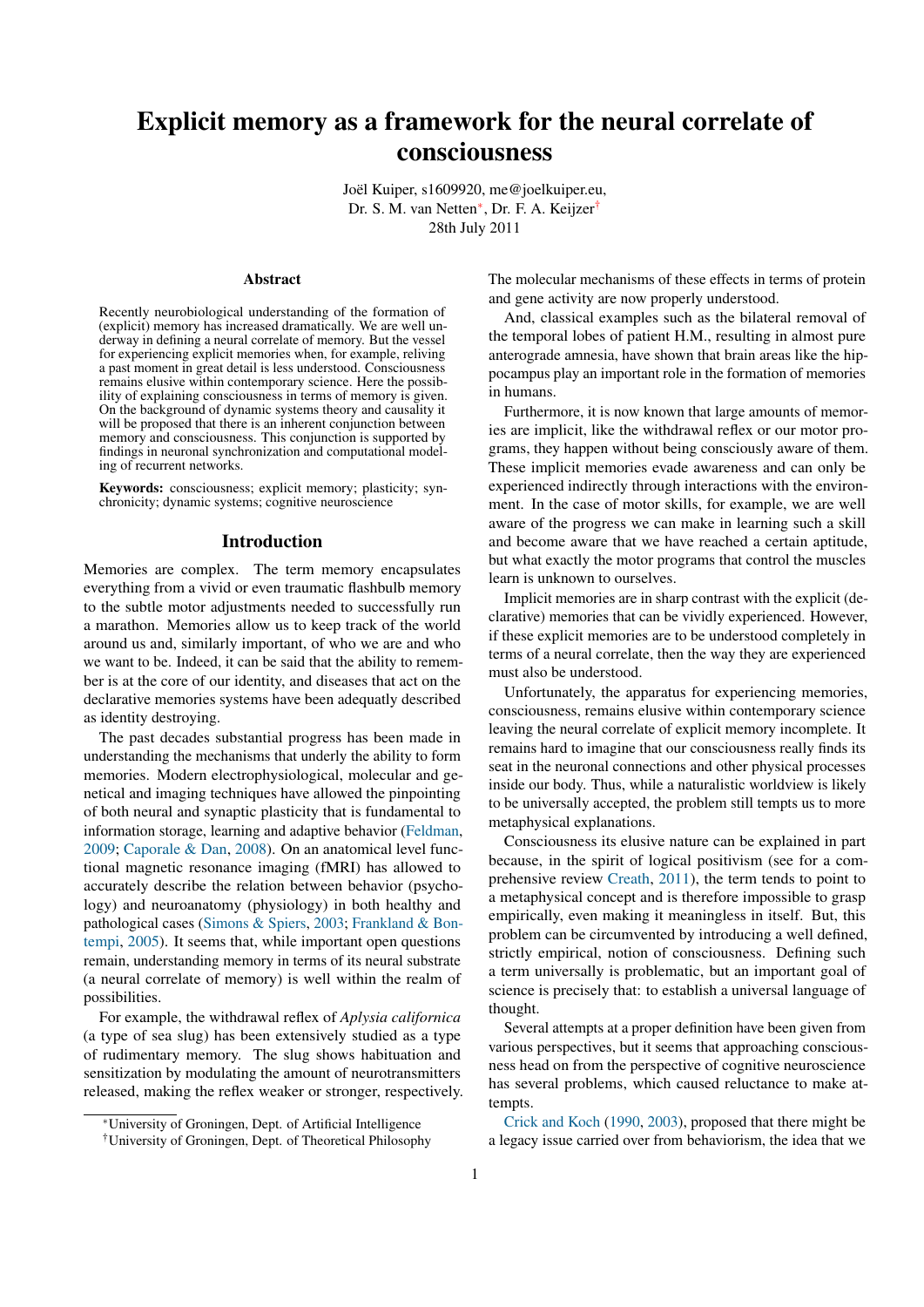# Explicit memory as a framework for the neural correlate of consciousness

Joël Kuiper, s1609920, me@joelkuiper.eu,
Dr. S. M. van Netten[*], Dr. F. A. Keijzer[†]
28th July 2011

## Abstract

Recently neurobiological understanding of the formation of (explicit) memory has increased dramatically. We are well underway in defining a neural correlate of memory. But the vessel for experiencing explicit memories when, for example, reliving a past moment in great detail is less understood. Consciousness remains elusive within contemporary science. Here the possibility of explaining consciousness in terms of memory is given. On the background of dynamic systems theory and causality it will be proposed that there is an inherent conjunction between memory and consciousness. This conjunction is supported by findings in neuronal synchronization and computational modeling of recurrent networks.

**Keywords:** consciousness; explicit memory; plasticity; synchronicity; dynamic systems; cognitive neuroscience

## Introduction

Memories are complex. The term memory encapsulates everything from a vivid or even traumatic flashbulb memory to the subtle motor adjustments needed to successfully run a marathon. Memories allow us to keep track of the world around us and, similarly important, of who we are and who we want to be. Indeed, it can be said that the ability to remember is at the core of our identity, and diseases that act on the declarative memories systems have been adequatly described as identity destroying.

The past decades substantial progress has been made in understanding the mechanisms that underly the ability to form memories. Modern electrophysiological, molecular and genetical and imaging techniques have allowed the pinpointing of both neural and synaptic plasticity that is fundamental to information storage, learning and adaptive behavior (Feldman, 2009; Caporale & Dan, 2008). On an anatomical level functional magnetic resonance imaging (fMRI) has allowed to accurately describe the relation between behavior (psychology) and neuroanatomy (physiology) in both healthy and pathological cases (Simons & Spiers, 2003; Frankland & Bontempi, 2005). It seems that, while important open questions remain, understanding memory in terms of its neural substrate (a neural correlate of memory) is well within the realm of possibilities.

For example, the withdrawal reflex of *Aplysia californica* (a type of sea slug) has been extensively studied as a type of rudimentary memory. The slug shows habituation and sensitization by modulating the amount of neurotransmitters released, making the reflex weaker or stronger, respectively. The molecular mechanisms of these effects in terms of protein and gene activity are now properly understood.

And, classical examples such as the bilateral removal of the temporal lobes of patient H.M., resulting in almost pure anterograde amnesia, have shown that brain areas like the hippocampus play an important role in the formation of memories in humans.

Furthermore, it is now known that large amounts of memories are implicit, like the withdrawal reflex or our motor programs, they happen without being consciously aware of them. These implicit memories evade awareness and can only be experienced indirectly through interactions with the environment. In the case of motor skills, for example, we are well aware of the progress we can make in learning such a skill and become aware that we have reached a certain aptitude, but what exactly the motor programs that control the muscles learn is unknown to ourselves.

Implicit memories are in sharp contrast with the explicit (declarative) memories that can be vividly experienced. However, if these explicit memories are to be understood completely in terms of a neural correlate, then the way they are experienced must also be understood.

Unfortunately, the apparatus for experiencing memories, consciousness, remains elusive within contemporary science leaving the neural correlate of explicit memory incomplete. It remains hard to imagine that our consciousness really finds its seat in the neuronal connections and other physical processes inside our body. Thus, while a naturalistic worldview is likely to be universally accepted, the problem still tempts us to more metaphysical explanations.

Consciousness its elusive nature can be explained in part because, in the spirit of logical positivism (see for a comprehensive review Creath, 2011), the term tends to point to a metaphysical concept and is therefore impossible to grasp empirically, even making it meaningless in itself. But, this problem can be circumvented by introducing a well defined, strictly empirical, notion of consciousness. Defining such a term universally is problematic, but an important goal of science is precisely that: to establish a universal language of thought.

Several attempts at a proper definition have been given from various perspectives, but it seems that approaching consciousness head on from the perspective of cognitive neuroscience has several problems, which caused reluctance to make attempts.

Crick and Koch (1990, 2003), proposed that there might be a legacy issue carried over from behaviorism, the idea that we

[*] University of Groningen, Dept. of Artificial Intelligence
[†] University of Groningen, Dept. of Theoretical Philosophy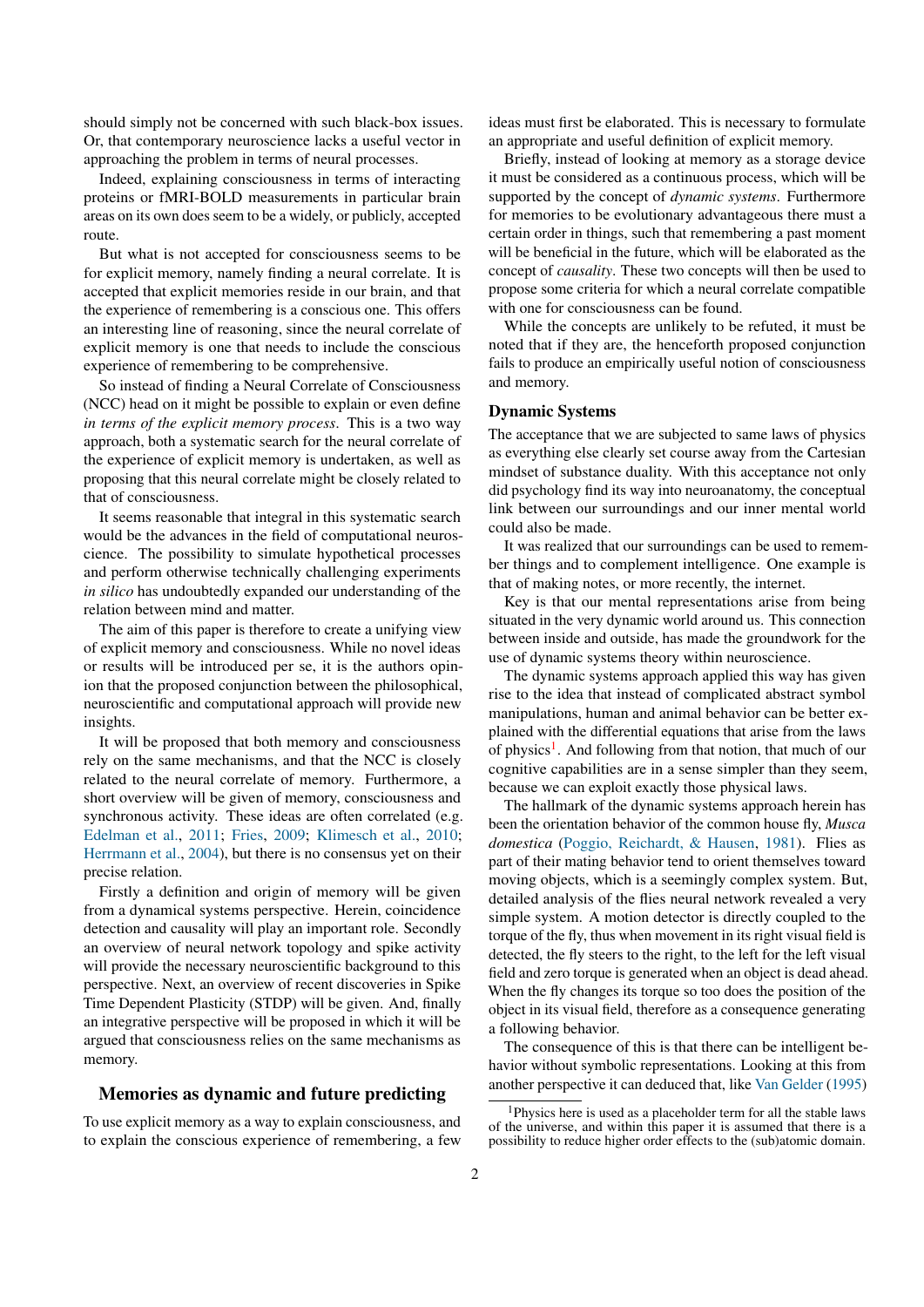should simply not be concerned with such black-box issues. Or, that contemporary neuroscience lacks a useful vector in approaching the problem in terms of neural processes.

Indeed, explaining consciousness in terms of interacting proteins or fMRI-BOLD measurements in particular brain areas on its own does seem to be a widely, or publicly, accepted route.

But what is not accepted for consciousness seems to be for explicit memory, namely finding a neural correlate. It is accepted that explicit memories reside in our brain, and that the experience of remembering is a conscious one. This offers an interesting line of reasoning, since the neural correlate of explicit memory is one that needs to include the conscious experience of remembering to be comprehensive.

So instead of finding a Neural Correlate of Consciousness (NCC) head on it might be possible to explain or even define *in terms of the explicit memory process*. This is a two way approach, both a systematic search for the neural correlate of the experience of explicit memory is undertaken, as well as proposing that this neural correlate might be closely related to that of consciousness.

It seems reasonable that integral in this systematic search would be the advances in the field of computational neuroscience. The possibility to simulate hypothetical processes and perform otherwise technically challenging experiments *in silico* has undoubtedly expanded our understanding of the relation between mind and matter.

The aim of this paper is therefore to create a unifying view of explicit memory and consciousness. While no novel ideas or results will be introduced per se, it is the authors opinion that the proposed conjunction between the philosophical, neuroscientific and computational approach will provide new insights.

It will be proposed that both memory and consciousness rely on the same mechanisms, and that the NCC is closely related to the neural correlate of memory. Furthermore, a short overview will be given of memory, consciousness and synchronous activity. These ideas are often correlated (e.g. Edelman et al., 2011; Fries, 2009; Klimesch et al., 2010; Herrmann et al., 2004), but there is no consensus yet on their precise relation.

Firstly a definition and origin of memory will be given from a dynamical systems perspective. Herein, coincidence detection and causality will play an important role. Secondly an overview of neural network topology and spike activity will provide the necessary neuroscientific background to this perspective. Next, an overview of recent discoveries in Spike Time Dependent Plasticity (STDP) will be given. And, finally an integrative perspective will be proposed in which it will be argued that consciousness relies on the same mechanisms as memory.

## Memories as dynamic and future predicting

To use explicit memory as a way to explain consciousness, and to explain the conscious experience of remembering, a few ideas must first be elaborated. This is necessary to formulate an appropriate and useful definition of explicit memory.

Briefly, instead of looking at memory as a storage device it must be considered as a continuous process, which will be supported by the concept of *dynamic systems*. Furthermore for memories to be evolutionary advantageous there must a certain order in things, such that remembering a past moment will be beneficial in the future, which will be elaborated as the concept of *causality*. These two concepts will then be used to propose some criteria for which a neural correlate compatible with one for consciousness can be found.

While the concepts are unlikely to be refuted, it must be noted that if they are, the henceforth proposed conjunction fails to produce an empirically useful notion of consciousness and memory.

### Dynamic Systems

The acceptance that we are subjected to same laws of physics as everything else clearly set course away from the Cartesian mindset of substance duality. With this acceptance not only did psychology find its way into neuroanatomy, the conceptual link between our surroundings and our inner mental world could also be made.

It was realized that our surroundings can be used to remember things and to complement intelligence. One example is that of making notes, or more recently, the internet.

Key is that our mental representations arise from being situated in the very dynamic world around us. This connection between inside and outside, has made the groundwork for the use of dynamic systems theory within neuroscience.

The dynamic systems approach applied this way has given rise to the idea that instead of complicated abstract symbol manipulations, human and animal behavior can be better explained with the differential equations that arise from the laws of physics[1]. And following from that notion, that much of our cognitive capabilities are in a sense simpler than they seem, because we can exploit exactly those physical laws.

The hallmark of the dynamic systems approach herein has been the orientation behavior of the common house fly, *Musca domestica* (Poggio, Reichardt, & Hausen, 1981). Flies as part of their mating behavior tend to orient themselves toward moving objects, which is a seemingly complex system. But, detailed analysis of the flies neural network revealed a very simple system. A motion detector is directly coupled to the torque of the fly, thus when movement in its right visual field is detected, the fly steers to the right, to the left for the left visual field and zero torque is generated when an object is dead ahead. When the fly changes its torque so too does the position of the object in its visual field, therefore as a consequence generating a following behavior.

The consequence of this is that there can be intelligent behavior without symbolic representations. Looking at this from another perspective it can deduced that, like Van Gelder (1995)

[1] Physics here is used as a placeholder term for all the stable laws of the universe, and within this paper it is assumed that there is a possibility to reduce higher order effects to the (sub)atomic domain.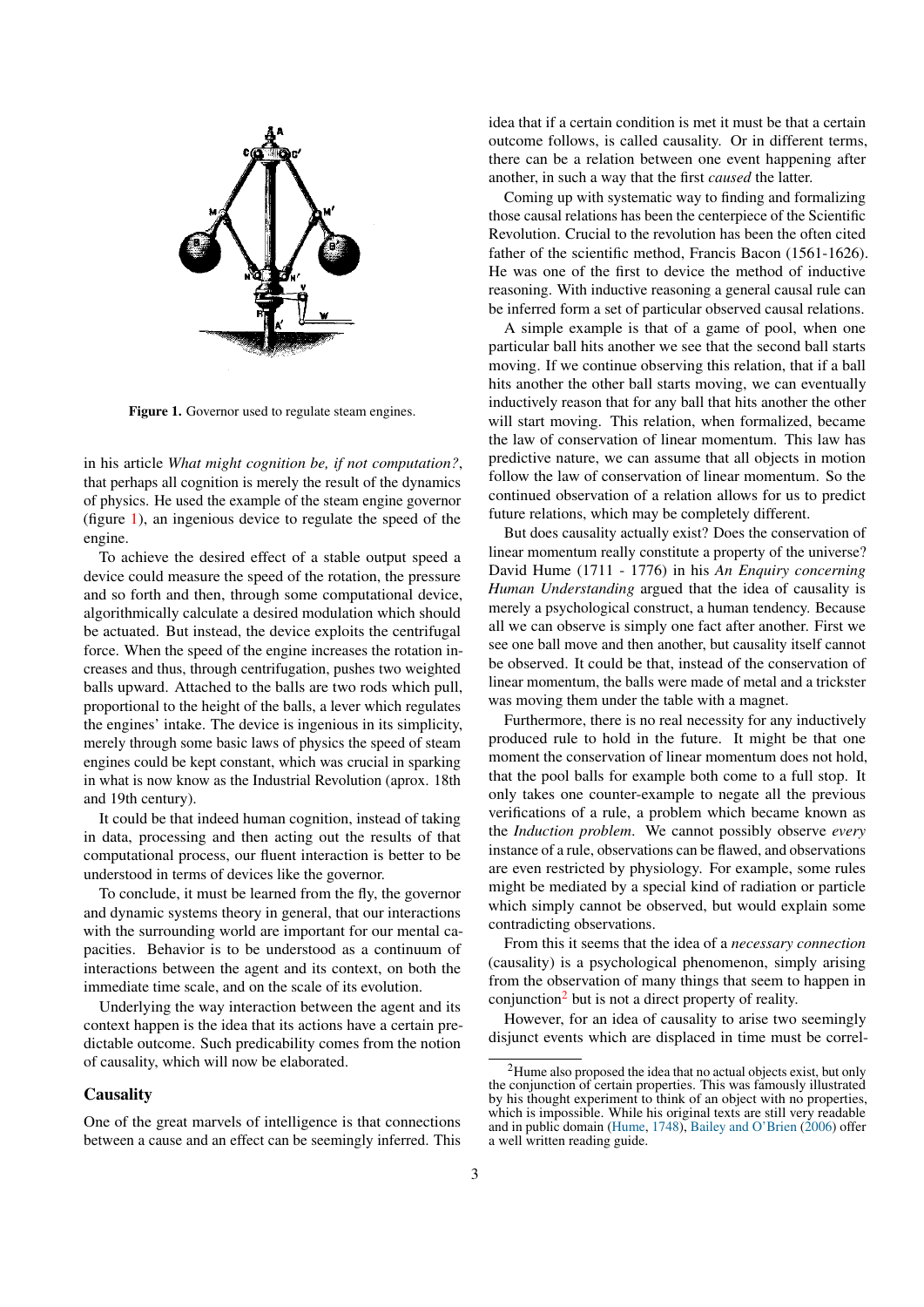Figure 1. Governor used to regulate steam engines.

in his article *What might cognition be, if not computation?*, that perhaps all cognition is merely the result of the dynamics of physics. He used the example of the steam engine governor (figure 1), an ingenious device to regulate the speed of the engine.

To achieve the desired effect of a stable output speed a device could measure the speed of the rotation, the pressure and so forth and then, through some computational device, algorithmically calculate a desired modulation which should be actuated. But instead, the device exploits the centrifugal force. When the speed of the engine increases the rotation increases and thus, through centrifugation, pushes two weighted balls upward. Attached to the balls are two rods which pull, proportional to the height of the balls, a lever which regulates the engines' intake. The device is ingenious in its simplicity, merely through some basic laws of physics the speed of steam engines could be kept constant, which was crucial in sparking in what is now know as the Industrial Revolution (aprox. 18th and 19th century).

It could be that indeed human cognition, instead of taking in data, processing and then acting out the results of that computational process, our fluent interaction is better to be understood in terms of devices like the governor.

To conclude, it must be learned from the fly, the governor and dynamic systems theory in general, that our interactions with the surrounding world are important for our mental capacities. Behavior is to be understood as a continuum of interactions between the agent and its context, on both the immediate time scale, and on the scale of its evolution.

Underlying the way interaction between the agent and its context happen is the idea that its actions have a certain predictable outcome. Such predicability comes from the notion of causality, which will now be elaborated.

## Causality

One of the great marvels of intelligence is that connections between a cause and an effect can be seemingly inferred. This idea that if a certain condition is met it must be that a certain outcome follows, is called causality. Or in different terms, there can be a relation between one event happening after another, in such a way that the first *caused* the latter.

Coming up with systematic way to finding and formalizing those causal relations has been the centerpiece of the Scientific Revolution. Crucial to the revolution has been the often cited father of the scientific method, Francis Bacon (1561-1626). He was one of the first to device the method of inductive reasoning. With inductive reasoning a general causal rule can be inferred form a set of particular observed causal relations.

A simple example is that of a game of pool, when one particular ball hits another we see that the second ball starts moving. If we continue observing this relation, that if a ball hits another the other ball starts moving, we can eventually inductively reason that for any ball that hits another the other will start moving. This relation, when formalized, became the law of conservation of linear momentum. This law has predictive nature, we can assume that all objects in motion follow the law of conservation of linear momentum. So the continued observation of a relation allows for us to predict future relations, which may be completely different.

But does causality actually exist? Does the conservation of linear momentum really constitute a property of the universe? David Hume (1711 - 1776) in his *An Enquiry concerning Human Understanding* argued that the idea of causality is merely a psychological construct, a human tendency. Because all we can observe is simply one fact after another. First we see one ball move and then another, but causality itself cannot be observed. It could be that, instead of the conservation of linear momentum, the balls were made of metal and a trickster was moving them under the table with a magnet.

Furthermore, there is no real necessity for any inductively produced rule to hold in the future. It might be that one moment the conservation of linear momentum does not hold, that the pool balls for example both come to a full stop. It only takes one counter-example to negate all the previous verifications of a rule, a problem which became known as the *Induction problem*. We cannot possibly observe *every* instance of a rule, observations can be flawed, and observations are even restricted by physiology. For example, some rules might be mediated by a special kind of radiation or particle which simply cannot be observed, but would explain some contradicting observations.

From this it seems that the idea of a *necessary connection* (causality) is a psychological phenomenon, simply arising from the observation of many things that seem to happen in conjunction[2] but is not a direct property of reality.

However, for an idea of causality to arise two seemingly disjunct events which are displaced in time must be correl-

[2] Hume also proposed the idea that no actual objects exist, but only the conjunction of certain properties. This was famously illustrated by his thought experiment to think of an object with no properties, which is impossible. While his original texts are still very readable and in public domain (Hume, 1748), Bailey and O'Brien (2006) offer a well written reading guide.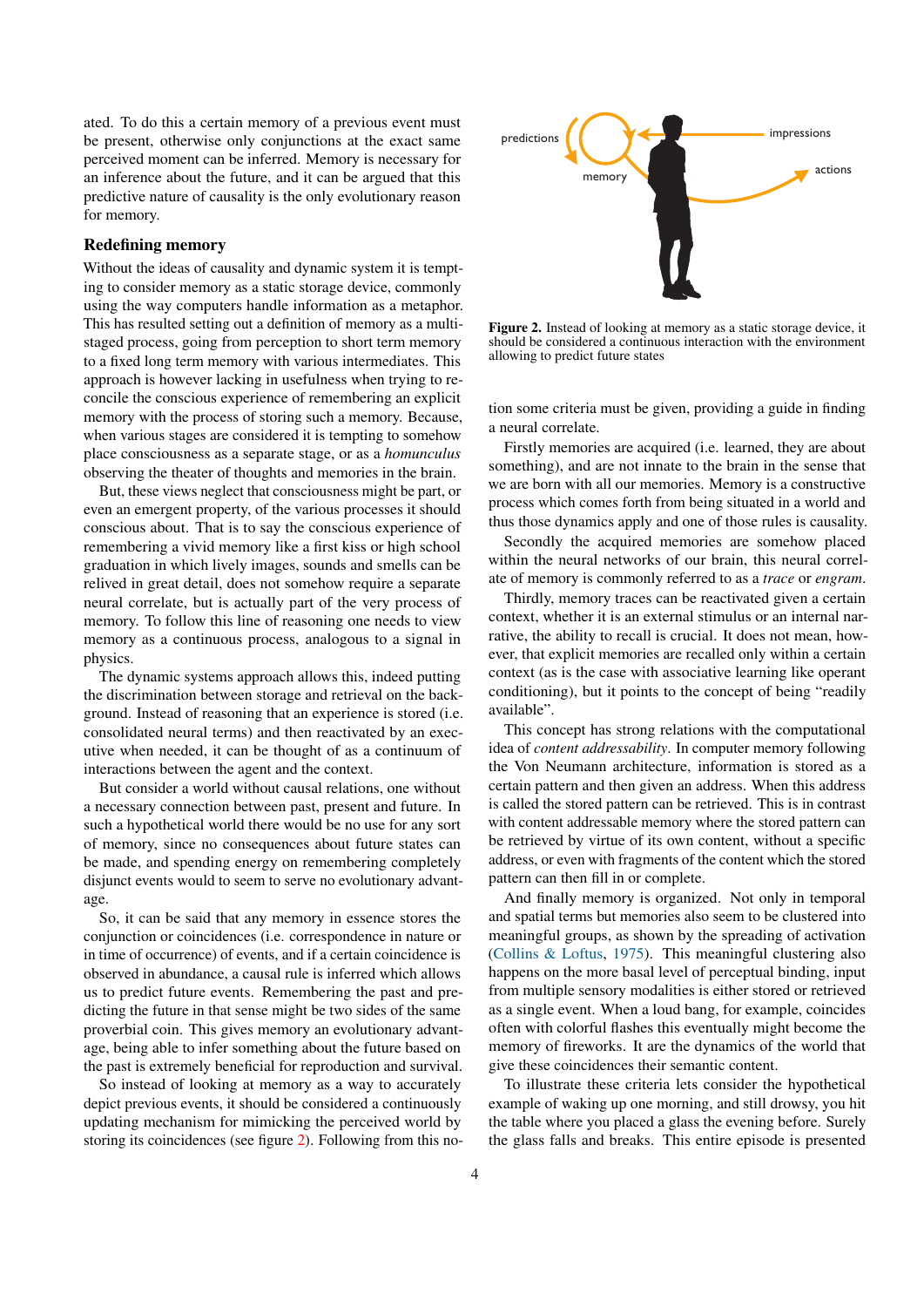ated. To do this a certain memory of a previous event must be present, otherwise only conjunctions at the exact same perceived moment can be inferred. Memory is necessary for an inference about the future, and it can be argued that this predictive nature of causality is the only evolutionary reason for memory.

## Redefining memory

Without the ideas of causality and dynamic system it is tempting to consider memory as a static storage device, commonly using the way computers handle information as a metaphor. This has resulted setting out a definition of memory as a multi-staged process, going from perception to short term memory to a fixed long term memory with various intermediates. This approach is however lacking in usefulness when trying to reconcile the conscious experience of remembering an explicit memory with the process of storing such a memory. Because, when various stages are considered it is tempting to somehow place consciousness as a separate stage, or as a *homunculus* observing the theater of thoughts and memories in the brain.

But, these views neglect that consciousness might be part, or even an emergent property, of the various processes it should conscious about. That is to say the conscious experience of remembering a vivid memory like a first kiss or high school graduation in which lively images, sounds and smells can be relived in great detail, does not somehow require a separate neural correlate, but is actually part of the very process of memory. To follow this line of reasoning one needs to view memory as a continuous process, analogous to a signal in physics.

The dynamic systems approach allows this, indeed putting the discrimination between storage and retrieval on the background. Instead of reasoning that an experience is stored (i.e. consolidated neural terms) and then reactivated by an executive when needed, it can be thought of as a continuum of interactions between the agent and the context.

But consider a world without causal relations, one without a necessary connection between past, present and future. In such a hypothetical world there would be no use for any sort of memory, since no consequences about future states can be made, and spending energy on remembering completely disjunct events would to seem to serve no evolutionary advantage.

So, it can be said that any memory in essence stores the conjunction or coincidences (i.e. correspondence in nature or in time of occurrence) of events, and if a certain coincidence is observed in abundance, a causal rule is inferred which allows us to predict future events. Remembering the past and predicting the future in that sense might be two sides of the same proverbial coin. This gives memory an evolutionary advantage, being able to infer something about the future based on the past is extremely beneficial for reproduction and survival.

So instead of looking at memory as a way to accurately depict previous events, it should be considered a continuously updating mechanism for mimicking the perceived world by storing its coincidences (see figure 2). Following from this notion some criteria must be given, providing a guide in finding a neural correlate.

**Figure 2.** Instead of looking at memory as a static storage device, it should be considered a continuous interaction with the environment allowing to predict future states

Firstly memories are acquired (i.e. learned, they are about something), and are not innate to the brain in the sense that we are born with all our memories. Memory is a constructive process which comes forth from being situated in a world and thus those dynamics apply and one of those rules is causality.

Secondly the acquired memories are somehow placed within the neural networks of our brain, this neural correlate of memory is commonly referred to as a *trace* or *engram*.

Thirdly, memory traces can be reactivated given a certain context, whether it is an external stimulus or an internal narrative, the ability to recall is crucial. It does not mean, however, that explicit memories are recalled only within a certain context (as is the case with associative learning like operant conditioning), but it points to the concept of being "readily available".

This concept has strong relations with the computational idea of *content addressability*. In computer memory following the Von Neumann architecture, information is stored as a certain pattern and then given an address. When this address is called the stored pattern can be retrieved. This is in contrast with content addressable memory where the stored pattern can be retrieved by virtue of its own content, without a specific address, or even with fragments of the content which the stored pattern can then fill in or complete.

And finally memory is organized. Not only in temporal and spatial terms but memories also seem to be clustered into meaningful groups, as shown by the spreading of activation (Collins & Loftus, 1975). This meaningful clustering also happens on the more basal level of perceptual binding, input from multiple sensory modalities is either stored or retrieved as a single event. When a loud bang, for example, coincides often with colorful flashes this eventually might become the memory of fireworks. It are the dynamics of the world that give these coincidences their semantic content.

To illustrate these criteria lets consider the hypothetical example of waking up one morning, and still drowsy, you hit the table where you placed a glass the evening before. Surely the glass falls and breaks. This entire episode is presented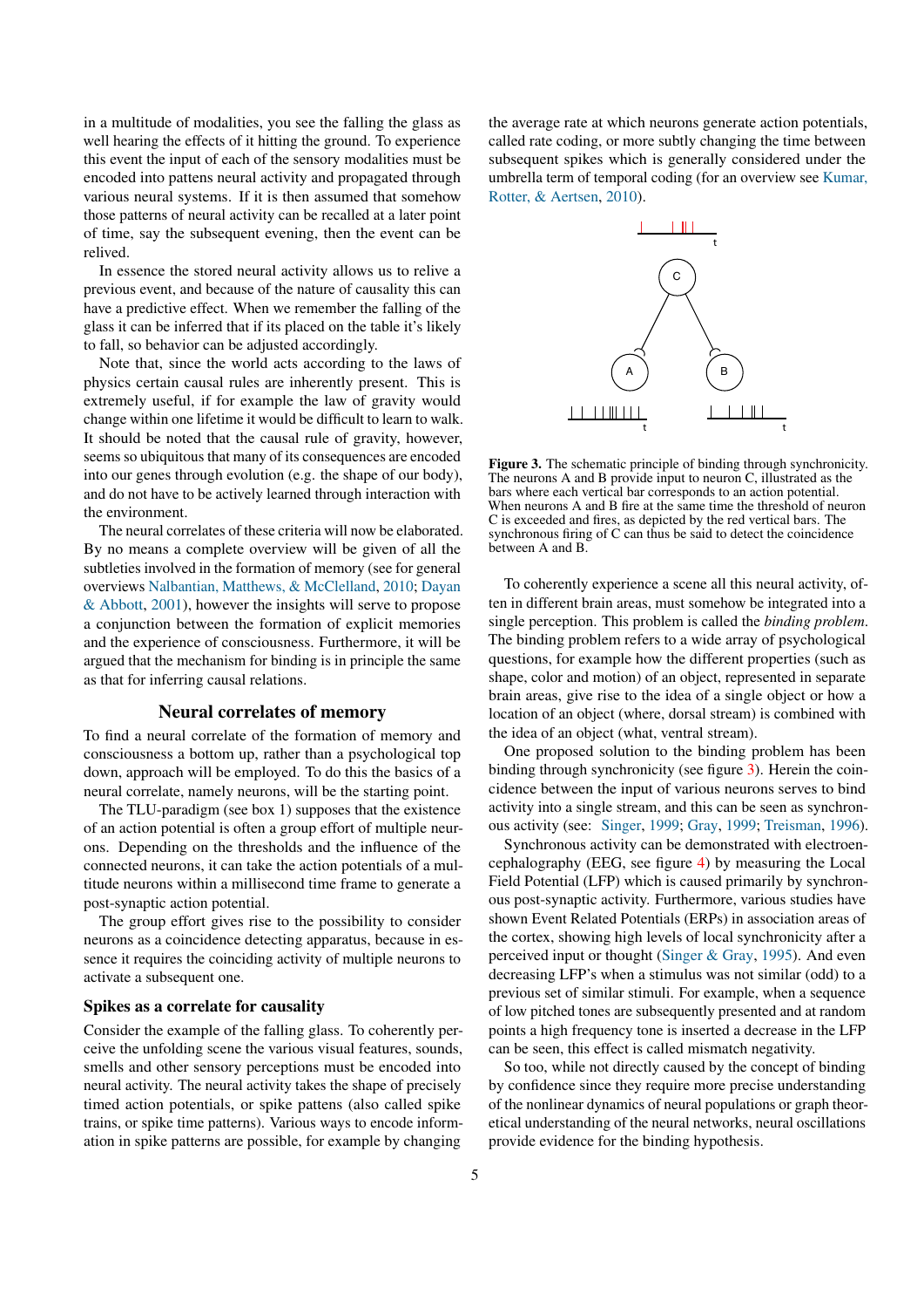in a multitude of modalities, you see the falling the glass as well hearing the effects of it hitting the ground. To experience this event the input of each of the sensory modalities must be encoded into pattens neural activity and propagated through various neural systems. If it is then assumed that somehow those patterns of neural activity can be recalled at a later point of time, say the subsequent evening, then the event can be relived.

In essence the stored neural activity allows us to relive a previous event, and because of the nature of causality this can have a predictive effect. When we remember the falling of the glass it can be inferred that if its placed on the table it's likely to fall, so behavior can be adjusted accordingly.

Note that, since the world acts according to the laws of physics certain causal rules are inherently present. This is extremely useful, if for example the law of gravity would change within one lifetime it would be difficult to learn to walk. It should be noted that the causal rule of gravity, however, seems so ubiquitous that many of its consequences are encoded into our genes through evolution (e.g. the shape of our body), and do not have to be actively learned through interaction with the environment.

The neural correlates of these criteria will now be elaborated. By no means a complete overview will be given of all the subtleties involved in the formation of memory (see for general overviews Nalbantian, Matthews, & McClelland, 2010; Dayan & Abbott, 2001), however the insights will serve to propose a conjunction between the formation of explicit memories and the experience of consciousness. Furthermore, it will be argued that the mechanism for binding is in principle the same as that for inferring causal relations.

## Neural correlates of memory

To find a neural correlate of the formation of memory and consciousness a bottom up, rather than a psychological top down, approach will be employed. To do this the basics of a neural correlate, namely neurons, will be the starting point.

The TLU-paradigm (see box 1) supposes that the existence of an action potential is often a group effort of multiple neurons. Depending on the thresholds and the influence of the connected neurons, it can take the action potentials of a multitude neurons within a millisecond time frame to generate a post-synaptic action potential.

The group effort gives rise to the possibility to consider neurons as a coincidence detecting apparatus, because in essence it requires the coinciding activity of multiple neurons to activate a subsequent one.

### Spikes as a correlate for causality

Consider the example of the falling glass. To coherently perceive the unfolding scene the various visual features, sounds, smells and other sensory perceptions must be encoded into neural activity. The neural activity takes the shape of precisely timed action potentials, or spike pattens (also called spike trains, or spike time patterns). Various ways to encode information in spike patterns are possible, for example by changing the average rate at which neurons generate action potentials, called rate coding, or more subtly changing the time between subsequent spikes which is generally considered under the umbrella term of temporal coding (for an overview see Kumar, Rotter, & Aertsen, 2010).

**Figure 3.** The schematic principle of binding through synchronicity. The neurons A and B provide input to neuron C, illustrated as the bars where each vertical bar corresponds to an action potential. When neurons A and B fire at the same time the threshold of neuron C is exceeded and fires, as depicted by the red vertical bars. The synchronous firing of C can thus be said to detect the coincidence between A and B.

To coherently experience a scene all this neural activity, often in different brain areas, must somehow be integrated into a single perception. This problem is called the *binding problem*. The binding problem refers to a wide array of psychological questions, for example how the different properties (such as shape, color and motion) of an object, represented in separate brain areas, give rise to the idea of a single object or how a location of an object (where, dorsal stream) is combined with the idea of an object (what, ventral stream).

One proposed solution to the binding problem has been binding through synchronicity (see figure 3). Herein the coincidence between the input of various neurons serves to bind activity into a single stream, and this can be seen as synchronous activity (see: Singer, 1999; Gray, 1999; Treisman, 1996).

Synchronous activity can be demonstrated with electroencephalography (EEG, see figure 4) by measuring the Local Field Potential (LFP) which is caused primarily by synchronous post-synaptic activity. Furthermore, various studies have shown Event Related Potentials (ERPs) in association areas of the cortex, showing high levels of local synchronicity after a perceived input or thought (Singer & Gray, 1995). And even decreasing LFP's when a stimulus was not similar (odd) to a previous set of similar stimuli. For example, when a sequence of low pitched tones are subsequently presented and at random points a high frequency tone is inserted a decrease in the LFP can be seen, this effect is called mismatch negativity.

So too, while not directly caused by the concept of binding by confidence since they require more precise understanding of the nonlinear dynamics of neural populations or graph theoretical understanding of the neural networks, neural oscillations provide evidence for the binding hypothesis.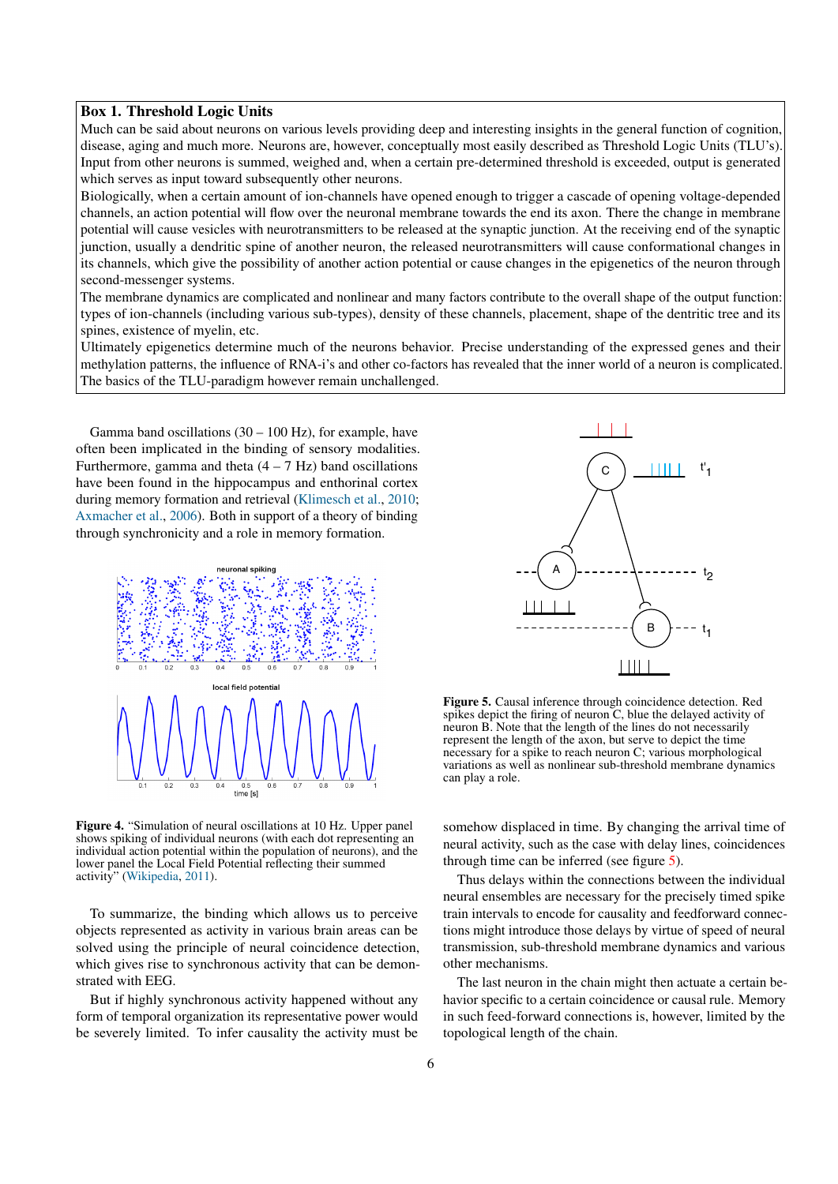**Box 1. Threshold Logic Units**

Much can be said about neurons on various levels providing deep and interesting insights in the general function of cognition, disease, aging and much more. Neurons are, however, conceptually most easily described as Threshold Logic Units (TLU's). Input from other neurons is summed, weighed and, when a certain pre-determined threshold is exceeded, output is generated which serves as input toward subsequently other neurons.

Biologically, when a certain amount of ion-channels have opened enough to trigger a cascade of opening voltage-depended channels, an action potential will flow over the neuronal membrane towards the end its axon. There the change in membrane potential will cause vesicles with neurotransmitters to be released at the synaptic junction. At the receiving end of the synaptic junction, usually a dendritic spine of another neuron, the released neurotransmitters will cause conformational changes in its channels, which give the possibility of another action potential or cause changes in the epigenetics of the neuron through second-messenger systems.

The membrane dynamics are complicated and nonlinear and many factors contribute to the overall shape of the output function: types of ion-channels (including various sub-types), density of these channels, placement, shape of the dentritic tree and its spines, existence of myelin, etc.

Ultimately epigenetics determine much of the neurons behavior. Precise understanding of the expressed genes and their methylation patterns, the influence of RNA-i's and other co-factors has revealed that the inner world of a neuron is complicated. The basics of the TLU-paradigm however remain unchallenged.

Gamma band oscillations (30 – 100 Hz), for example, have often been implicated in the binding of sensory modalities. Furthermore, gamma and theta (4 – 7 Hz) band oscillations have been found in the hippocampus and enthorinal cortex during memory formation and retrieval (Klimesch et al., 2010; Axmacher et al., 2006). Both in support of a theory of binding through synchronicity and a role in memory formation.

**Figure 4.** "Simulation of neural oscillations at 10 Hz. Upper panel shows spiking of individual neurons (with each dot representing an individual action potential within the population of neurons), and the lower panel the Local Field Potential reflecting their summed activity" (Wikipedia, 2011).

To summarize, the binding which allows us to perceive objects represented as activity in various brain areas can be solved using the principle of neural coincidence detection, which gives rise to synchronous activity that can be demonstrated with EEG.

But if highly synchronous activity happened without any form of temporal organization its representative power would be severely limited. To infer causality the activity must be somehow displaced in time. By changing the arrival time of neural activity, such as the case with delay lines, coincidences through time can be inferred (see figure 5).

**Figure 5.** Causal inference through coincidence detection. Red spikes depict the firing of neuron C, blue the delayed activity of neuron B. Note that the length of the lines do not necessarily represent the length of the axon, but serve to depict the time necessary for a spike to reach neuron C; various morphological variations as well as nonlinear sub-threshold membrane dynamics can play a role.

Thus delays within the connections between the individual neural ensembles are necessary for the precisely timed spike train intervals to encode for causality and feedforward connections might introduce those delays by virtue of speed of neural transmission, sub-threshold membrane dynamics and various other mechanisms.

The last neuron in the chain might then actuate a certain behavior specific to a certain coincidence or causal rule. Memory in such feed-forward connections is, however, limited by the topological length of the chain.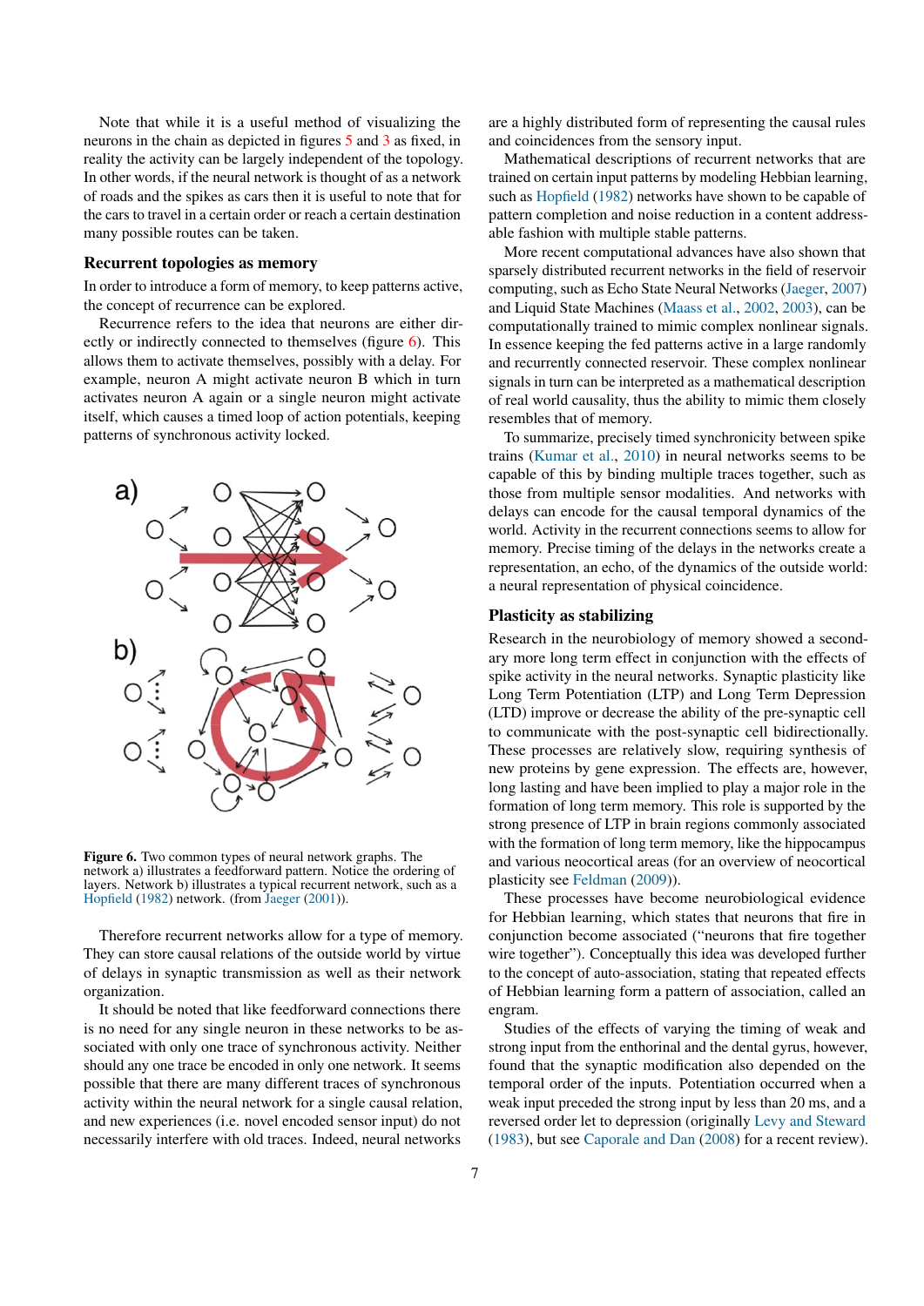Note that while it is a useful method of visualizing the neurons in the chain as depicted in figures 5 and 3 as fixed, in reality the activity can be largely independent of the topology. In other words, if the neural network is thought of as a network of roads and the spikes as cars then it is useful to note that for the cars to travel in a certain order or reach a certain destination many possible routes can be taken.

## Recurrent topologies as memory

In order to introduce a form of memory, to keep patterns active, the concept of recurrence can be explored.

Recurrence refers to the idea that neurons are either directly or indirectly connected to themselves (figure 6). This allows them to activate themselves, possibly with a delay. For example, neuron A might activate neuron B which in turn activates neuron A again or a single neuron might activate itself, which causes a timed loop of action potentials, keeping patterns of synchronous activity locked.

**Figure 6.** Two common types of neural network graphs. The network a) illustrates a feedforward pattern. Notice the ordering of layers. Network b) illustrates a typical recurrent network, such as a Hopfield (1982) network. (from Jaeger (2001)).

Therefore recurrent networks allow for a type of memory. They can store causal relations of the outside world by virtue of delays in synaptic transmission as well as their network organization.

It should be noted that like feedforward connections there is no need for any single neuron in these networks to be associated with only one trace of synchronous activity. Neither should any one trace be encoded in only one network. It seems possible that there are many different traces of synchronous activity within the neural network for a single causal relation, and new experiences (i.e. novel encoded sensor input) do not necessarily interfere with old traces. Indeed, neural networks are a highly distributed form of representing the causal rules and coincidences from the sensory input.

Mathematical descriptions of recurrent networks that are trained on certain input patterns by modeling Hebbian learning, such as Hopfield (1982) networks have shown to be capable of pattern completion and noise reduction in a content addressable fashion with multiple stable patterns.

More recent computational advances have also shown that sparsely distributed recurrent networks in the field of reservoir computing, such as Echo State Neural Networks (Jaeger, 2007) and Liquid State Machines (Maass et al., 2002, 2003), can be computationally trained to mimic complex nonlinear signals. In essence keeping the fed patterns active in a large randomly and recurrently connected reservoir. These complex nonlinear signals in turn can be interpreted as a mathematical description of real world causality, thus the ability to mimic them closely resembles that of memory.

To summarize, precisely timed synchronicity between spike trains (Kumar et al., 2010) in neural networks seems to be capable of this by binding multiple traces together, such as those from multiple sensor modalities. And networks with delays can encode for the causal temporal dynamics of the world. Activity in the recurrent connections seems to allow for memory. Precise timing of the delays in the networks create a representation, an echo, of the dynamics of the outside world: a neural representation of physical coincidence.

## Plasticity as stabilizing

Research in the neurobiology of memory showed a secondary more long term effect in conjunction with the effects of spike activity in the neural networks. Synaptic plasticity like Long Term Potentiation (LTP) and Long Term Depression (LTD) improve or decrease the ability of the pre-synaptic cell to communicate with the post-synaptic cell bidirectionally. These processes are relatively slow, requiring synthesis of new proteins by gene expression. The effects are, however, long lasting and have been implied to play a major role in the formation of long term memory. This role is supported by the strong presence of LTP in brain regions commonly associated with the formation of long term memory, like the hippocampus and various neocortical areas (for an overview of neocortical plasticity see Feldman (2009)).

These processes have become neurobiological evidence for Hebbian learning, which states that neurons that fire in conjunction become associated ("neurons that fire together wire together"). Conceptually this idea was developed further to the concept of auto-association, stating that repeated effects of Hebbian learning form a pattern of association, called an engram.

Studies of the effects of varying the timing of weak and strong input from the enthorinal and the dental gyrus, however, found that the synaptic modification also depended on the temporal order of the inputs. Potentiation occurred when a weak input preceded the strong input by less than 20 ms, and a reversed order let to depression (originally Levy and Steward (1983), but see Caporale and Dan (2008) for a recent review).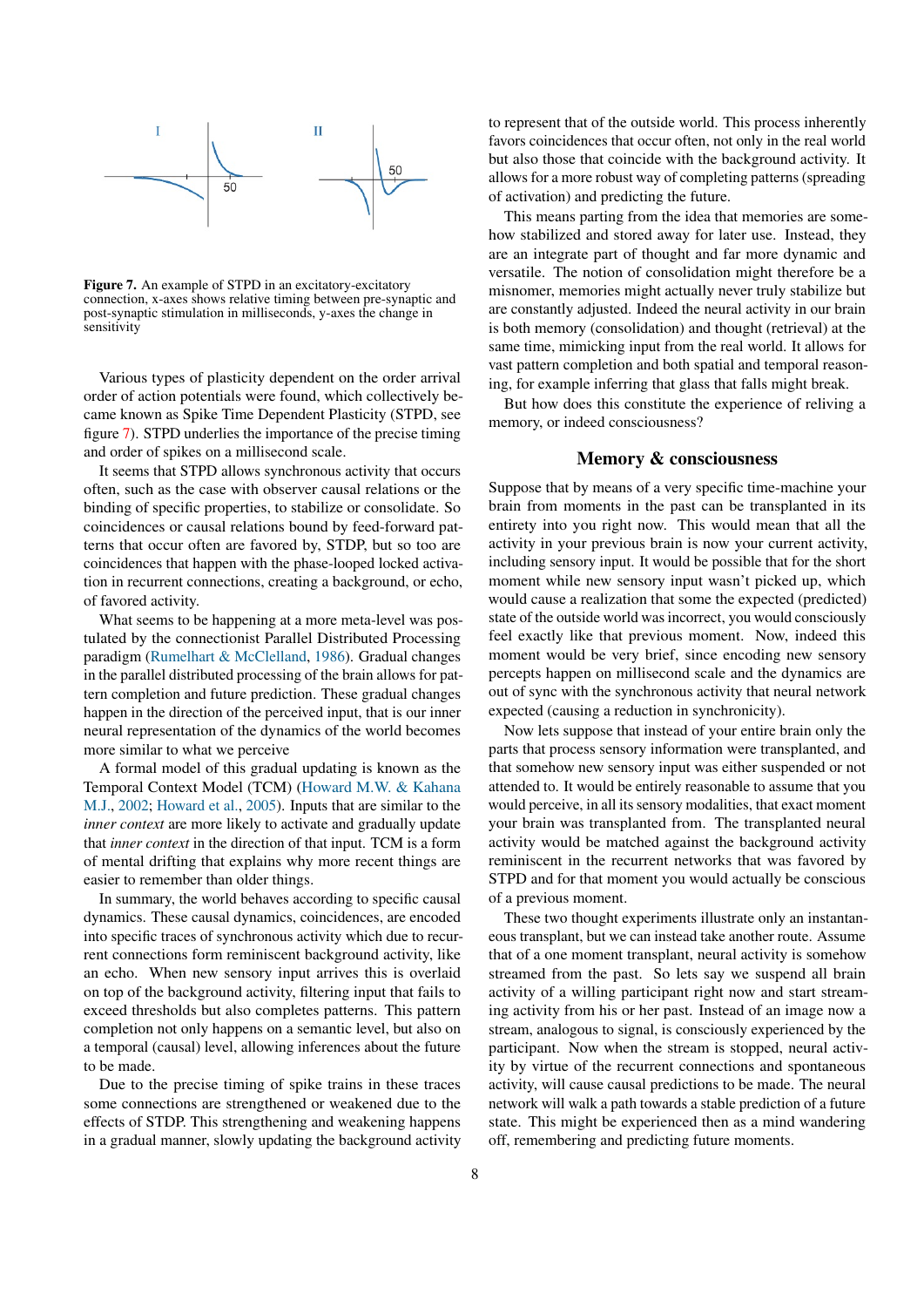**Figure 7.** An example of STPD in an excitatory-excitatory connection, x-axes shows relative timing between pre-synaptic and post-synaptic stimulation in milliseconds, y-axes the change in sensitivity

Various types of plasticity dependent on the order arrival order of action potentials were found, which collectively became known as Spike Time Dependent Plasticity (STPD, see figure 7). STPD underlies the importance of the precise timing and order of spikes on a millisecond scale.

It seems that STPD allows synchronous activity that occurs often, such as the case with observer causal relations or the binding of specific properties, to stabilize or consolidate. So coincidences or causal relations bound by feed-forward patterns that occur often are favored by, STDP, but so too are coincidences that happen with the phase-looped locked activation in recurrent connections, creating a background, or echo, of favored activity.

What seems to be happening at a more meta-level was postulated by the connectionist Parallel Distributed Processing paradigm (Rumelhart & McClelland, 1986). Gradual changes in the parallel distributed processing of the brain allows for pattern completion and future prediction. These gradual changes happen in the direction of the perceived input, that is our inner neural representation of the dynamics of the world becomes more similar to what we perceive

A formal model of this gradual updating is known as the Temporal Context Model (TCM) (Howard M.W. & Kahana M.J., 2002; Howard et al., 2005). Inputs that are similar to the *inner context* are more likely to activate and gradually update that *inner context* in the direction of that input. TCM is a form of mental drifting that explains why more recent things are easier to remember than older things.

In summary, the world behaves according to specific causal dynamics. These causal dynamics, coincidences, are encoded into specific traces of synchronous activity which due to recurrent connections form reminiscent background activity, like an echo. When new sensory input arrives this is overlaid on top of the background activity, filtering input that fails to exceed thresholds but also completes patterns. This pattern completion not only happens on a semantic level, but also on a temporal (causal) level, allowing inferences about the future to be made.

Due to the precise timing of spike trains in these traces some connections are strengthened or weakened due to the effects of STDP. This strengthening and weakening happens in a gradual manner, slowly updating the background activity to represent that of the outside world. This process inherently favors coincidences that occur often, not only in the real world but also those that coincide with the background activity. It allows for a more robust way of completing patterns (spreading of activation) and predicting the future.

This means parting from the idea that memories are somehow stabilized and stored away for later use. Instead, they are an integrate part of thought and far more dynamic and versatile. The notion of consolidation might therefore be a misnomer, memories might actually never truly stabilize but are constantly adjusted. Indeed the neural activity in our brain is both memory (consolidation) and thought (retrieval) at the same time, mimicking input from the real world. It allows for vast pattern completion and both spatial and temporal reasoning, for example inferring that glass that falls might break.

But how does this constitute the experience of reliving a memory, or indeed consciousness?

## Memory & consciousness

Suppose that by means of a very specific time-machine your brain from moments in the past can be transplanted in its entirety into you right now. This would mean that all the activity in your previous brain is now your current activity, including sensory input. It would be possible that for the short moment while new sensory input wasn't picked up, which would cause a realization that some the expected (predicted) state of the outside world was incorrect, you would consciously feel exactly like that previous moment. Now, indeed this moment would be very brief, since encoding new sensory percepts happen on millisecond scale and the dynamics are out of sync with the synchronous activity that neural network expected (causing a reduction in synchronicity).

Now lets suppose that instead of your entire brain only the parts that process sensory information were transplanted, and that somehow new sensory input was either suspended or not attended to. It would be entirely reasonable to assume that you would perceive, in all its sensory modalities, that exact moment your brain was transplanted from. The transplanted neural activity would be matched against the background activity reminiscent in the recurrent networks that was favored by STPD and for that moment you would actually be conscious of a previous moment.

These two thought experiments illustrate only an instantaneous transplant, but we can instead take another route. Assume that of a one moment transplant, neural activity is somehow streamed from the past. So lets say we suspend all brain activity of a willing participant right now and start streaming activity from his or her past. Instead of an image now a stream, analogous to signal, is consciously experienced by the participant. Now when the stream is stopped, neural activity by virtue of the recurrent connections and spontaneous activity, will cause causal predictions to be made. The neural network will walk a path towards a stable prediction of a future state. This might be experienced then as a mind wandering off, remembering and predicting future moments.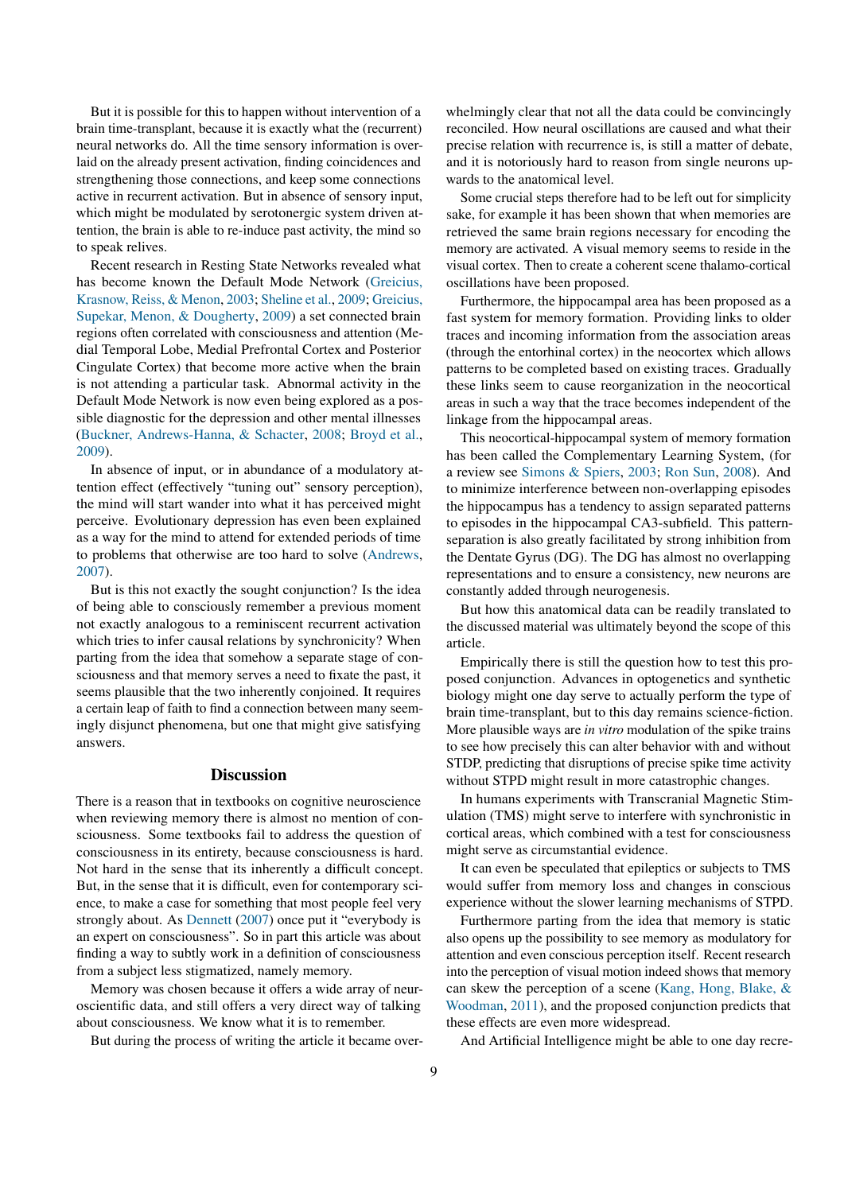But it is possible for this to happen without intervention of a brain time-transplant, because it is exactly what the (recurrent) neural networks do. All the time sensory information is overlaid on the already present activation, finding coincidences and strengthening those connections, and keep some connections active in recurrent activation. But in absence of sensory input, which might be modulated by serotonergic system driven attention, the brain is able to re-induce past activity, the mind so to speak relives.

Recent research in Resting State Networks revealed what has become known the Default Mode Network (Greicius, Krasnow, Reiss, & Menon, 2003; Sheline et al., 2009; Greicius, Supekar, Menon, & Dougherty, 2009) a set connected brain regions often correlated with consciousness and attention (Medial Temporal Lobe, Medial Prefrontal Cortex and Posterior Cingulate Cortex) that become more active when the brain is not attending a particular task. Abnormal activity in the Default Mode Network is now even being explored as a possible diagnostic for the depression and other mental illnesses (Buckner, Andrews-Hanna, & Schacter, 2008; Broyd et al., 2009).

In absence of input, or in abundance of a modulatory attention effect (effectively "tuning out" sensory perception), the mind will start wander into what it has perceived might perceive. Evolutionary depression has even been explained as a way for the mind to attend for extended periods of time to problems that otherwise are too hard to solve (Andrews, 2007).

But is this not exactly the sought conjunction? Is the idea of being able to consciously remember a previous moment not exactly analogous to a reminiscent recurrent activation which tries to infer causal relations by synchronicity? When parting from the idea that somehow a separate stage of consciousness and that memory serves a need to fixate the past, it seems plausible that the two inherently conjoined. It requires a certain leap of faith to find a connection between many seemingly disjunct phenomena, but one that might give satisfying answers.

## Discussion

There is a reason that in textbooks on cognitive neuroscience when reviewing memory there is almost no mention of consciousness. Some textbooks fail to address the question of consciousness in its entirety, because consciousness is hard. Not hard in the sense that its inherently a difficult concept. But, in the sense that it is difficult, even for contemporary science, to make a case for something that most people feel very strongly about. As Dennett (2007) once put it "everybody is an expert on consciousness". So in part this article was about finding a way to subtly work in a definition of consciousness from a subject less stigmatized, namely memory.

Memory was chosen because it offers a wide array of neuroscientific data, and still offers a very direct way of talking about consciousness. We know what it is to remember.

But during the process of writing the article it became overwhelmingly clear that not all the data could be convincingly reconciled. How neural oscillations are caused and what their precise relation with recurrence is, is still a matter of debate, and it is notoriously hard to reason from single neurons upwards to the anatomical level.

Some crucial steps therefore had to be left out for simplicity sake, for example it has been shown that when memories are retrieved the same brain regions necessary for encoding the memory are activated. A visual memory seems to reside in the visual cortex. Then to create a coherent scene thalamo-cortical oscillations have been proposed.

Furthermore, the hippocampal area has been proposed as a fast system for memory formation. Providing links to older traces and incoming information from the association areas (through the entorhinal cortex) in the neocortex which allows patterns to be completed based on existing traces. Gradually these links seem to cause reorganization in the neocortical areas in such a way that the trace becomes independent of the linkage from the hippocampal areas.

This neocortical-hippocampal system of memory formation has been called the Complementary Learning System, (for a review see Simons & Spiers, 2003; Ron Sun, 2008). And to minimize interference between non-overlapping episodes the hippocampus has a tendency to assign separated patterns to episodes in the hippocampal CA3-subfield. This pattern-separation is also greatly facilitated by strong inhibition from the Dentate Gyrus (DG). The DG has almost no overlapping representations and to ensure a consistency, new neurons are constantly added through neurogenesis.

But how this anatomical data can be readily translated to the discussed material was ultimately beyond the scope of this article.

Empirically there is still the question how to test this proposed conjunction. Advances in optogenetics and synthetic biology might one day serve to actually perform the type of brain time-transplant, but to this day remains science-fiction. More plausible ways are *in vitro* modulation of the spike trains to see how precisely this can alter behavior with and without STDP, predicting that disruptions of precise spike time activity without STPD might result in more catastrophic changes.

In humans experiments with Transcranial Magnetic Stimulation (TMS) might serve to interfere with synchronistic in cortical areas, which combined with a test for consciousness might serve as circumstantial evidence.

It can even be speculated that epileptics or subjects to TMS would suffer from memory loss and changes in conscious experience without the slower learning mechanisms of STPD.

Furthermore parting from the idea that memory is static also opens up the possibility to see memory as modulatory for attention and even conscious perception itself. Recent research into the perception of visual motion indeed shows that memory can skew the perception of a scene (Kang, Hong, Blake, & Woodman, 2011), and the proposed conjunction predicts that these effects are even more widespread.

And Artificial Intelligence might be able to one day recre-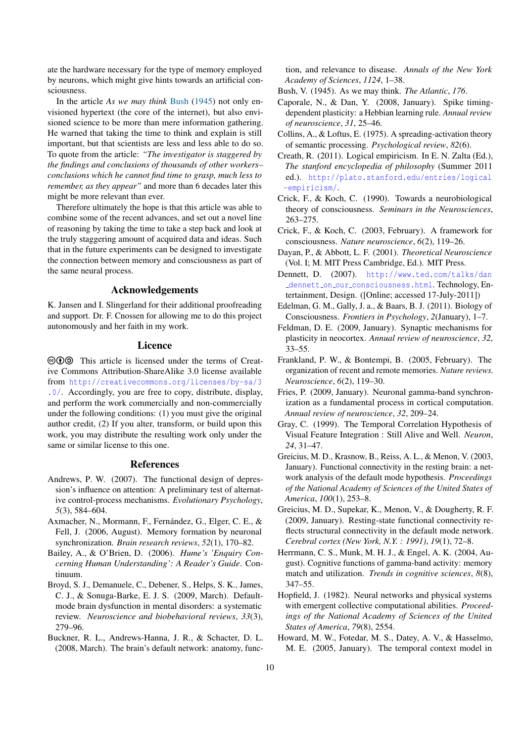ate the hardware necessary for the type of memory employed by neurons, which might give hints towards an artificial consciousness.

In the article *As we may think* Bush (1945) not only envisioned hypertext (the core of the internet), but also envisioned science to be more than mere information gathering. He warned that taking the time to think and explain is still important, but that scientists are less and less able to do so. To quote from the article: *"The investigator is staggered by the findings and conclusions of thousands of other workers–conclusions which he cannot find time to grasp, much less to remember, as they appear"* and more than 6 decades later this might be more relevant than ever.

Therefore ultimately the hope is that this article was able to combine some of the recent advances, and set out a novel line of reasoning by taking the time to take a step back and look at the truly staggering amount of acquired data and ideas. Such that in the future experiments can be designed to investigate the connection between memory and consciousness as part of the same neural process.

## Acknowledgements

K. Jansen and I. Slingerland for their additional proofreading and support. Dr. F. Cnossen for allowing me to do this project autonomously and her faith in my work.

## Licence

This article is licensed under the terms of Creative Commons Attribution-ShareAlike 3.0 license available from http://creativecommons.org/licenses/by-sa/3.0/. Accordingly, you are free to copy, distribute, display, and perform the work commercially and non-commercially under the following conditions: (1) you must give the original author credit, (2) If you alter, transform, or build upon this work, you may distribute the resulting work only under the same or similar license to this one.

## References

Andrews, P. W. (2007). The functional design of depression's influence on attention: A preliminary test of alternative control-process mechanisms. *Evolutionary Psychology*, *5*(3), 584–604.

Axmacher, N., Mormann, F., Fernández, G., Elger, C. E., & Fell, J. (2006, August). Memory formation by neuronal synchronization. *Brain research reviews*, *52*(1), 170–82.

Bailey, A., & O'Brien, D. (2006). *Hume's 'Enquiry Concerning Human Understanding': A Reader's Guide*. Continuum.

Broyd, S. J., Demanuele, C., Debener, S., Helps, S. K., James, C. J., & Sonuga-Barke, E. J. S. (2009, March). Default-mode brain dysfunction in mental disorders: a systematic review. *Neuroscience and biobehavioral reviews*, *33*(3), 279–96.

Buckner, R. L., Andrews-Hanna, J. R., & Schacter, D. L. (2008, March). The brain's default network: anatomy, function, and relevance to disease. *Annals of the New York Academy of Sciences*, *1124*, 1–38.

Bush, V. (1945). As we may think. *The Atlantic*, *176*.

Caporale, N., & Dan, Y. (2008, January). Spike timing-dependent plasticity: a Hebbian learning rule. *Annual review of neuroscience*, *31*, 25–46.

Collins, A., & Loftus, E. (1975). A spreading-activation theory of semantic processing. *Psychological review*, *82*(6).

Creath, R. (2011). Logical empiricism. In E. N. Zalta (Ed.), *The stanford encyclopedia of philosophy* (Summer 2011 ed.). http://plato.stanford.edu/entries/logical-empiricism/.

Crick, F., & Koch, C. (1990). Towards a neurobiological theory of consciousness. *Seminars in the Neurosciences*, 263–275.

Crick, F., & Koch, C. (2003, February). A framework for consciousness. *Nature neuroscience*, *6*(2), 119–26.

Dayan, P., & Abbott, L. F. (2001). *Theoretical Neuroscience* (Vol. I; M. MIT Press Cambridge, Ed.). MIT Press.

Dennett, D. (2007). http://www.ted.com/talks/dan_dennett_on_our_consciousness.html. Technology, Entertainment, Design. ([Online; accessed 17-July-2011])

Edelman, G. M., Gally, J. a., & Baars, B. J. (2011). Biology of Consciousness. *Frontiers in Psychology*, *2*(January), 1–7.

Feldman, D. E. (2009, January). Synaptic mechanisms for plasticity in neocortex. *Annual review of neuroscience*, *32*, 33–55.

Frankland, P. W., & Bontempi, B. (2005, February). The organization of recent and remote memories. *Nature reviews. Neuroscience*, *6*(2), 119–30.

Fries, P. (2009, January). Neuronal gamma-band synchronization as a fundamental process in cortical computation. *Annual review of neuroscience*, *32*, 209–24.

Gray, C. (1999). The Temporal Correlation Hypothesis of Visual Feature Integration : Still Alive and Well. *Neuron*, *24*, 31–47.

Greicius, M. D., Krasnow, B., Reiss, A. L., & Menon, V. (2003, January). Functional connectivity in the resting brain: a network analysis of the default mode hypothesis. *Proceedings of the National Academy of Sciences of the United States of America*, *100*(1), 253–8.

Greicius, M. D., Supekar, K., Menon, V., & Dougherty, R. F. (2009, January). Resting-state functional connectivity reflects structural connectivity in the default mode network. *Cerebral cortex (New York, N.Y. : 1991)*, *19*(1), 72–8.

Herrmann, C. S., Munk, M. H. J., & Engel, A. K. (2004, August). Cognitive functions of gamma-band activity: memory match and utilization. *Trends in cognitive sciences*, *8*(8), 347–55.

Hopfield, J. (1982). Neural networks and physical systems with emergent collective computational abilities. *Proceedings of the National Academy of Sciences of the United States of America*, *79*(8), 2554.

Howard, M. W., Fotedar, M. S., Datey, A. V., & Hasselmo, M. E. (2005, January). The temporal context model in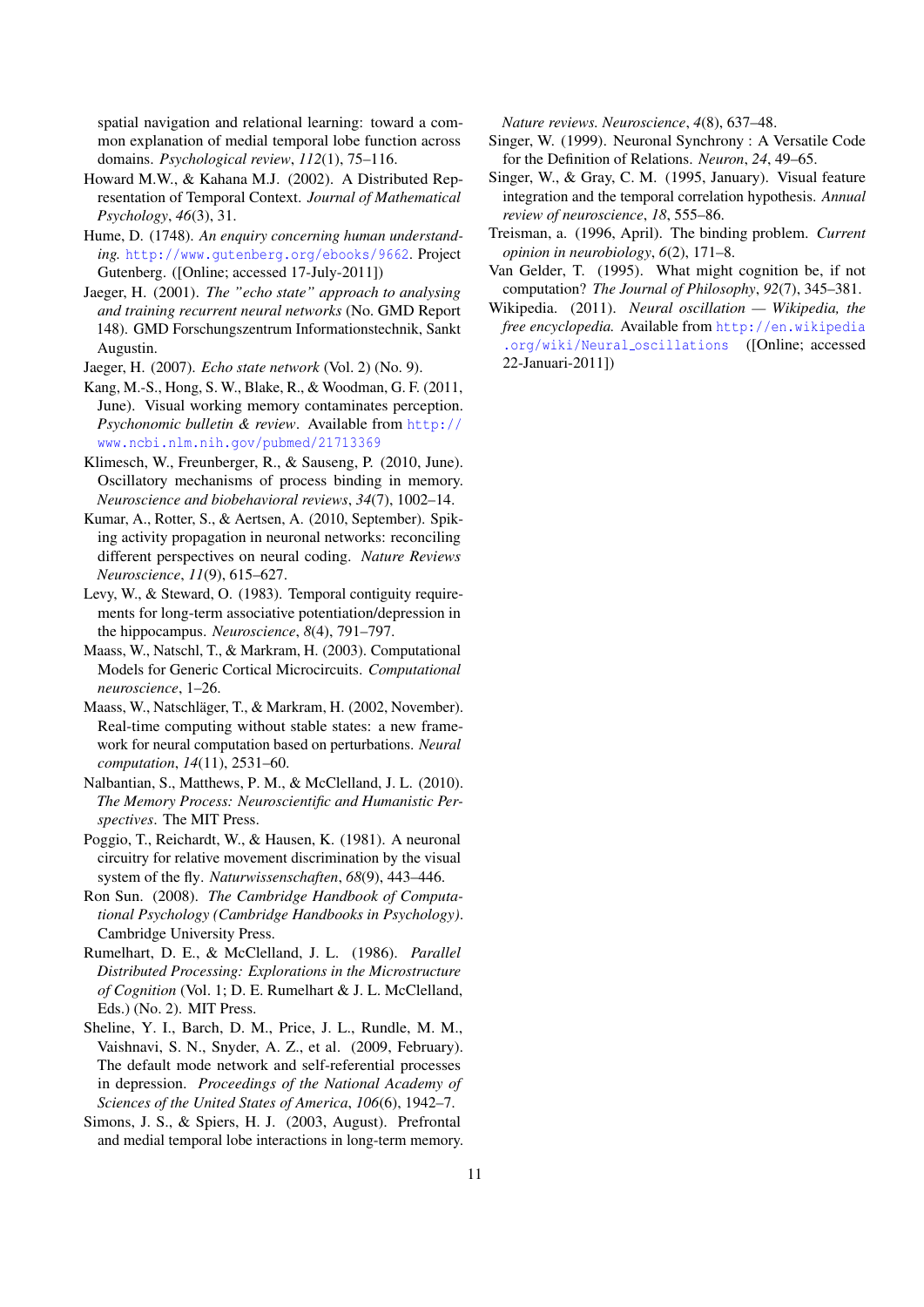spatial navigation and relational learning: toward a common explanation of medial temporal lobe function across domains. *Psychological review*, *112*(1), 75–116.

Howard M.W., & Kahana M.J. (2002). A Distributed Representation of Temporal Context. *Journal of Mathematical Psychology*, *46*(3), 31.

Hume, D. (1748). *An enquiry concerning human understanding.* http://www.gutenberg.org/ebooks/9662. Project Gutenberg. ([Online; accessed 17-July-2011])

Jaeger, H. (2001). *The "echo state" approach to analysing and training recurrent neural networks* (No. GMD Report 148). GMD Forschungszentrum Informationstechnik, Sankt Augustin.

Jaeger, H. (2007). *Echo state network* (Vol. 2) (No. 9).

Kang, M.-S., Hong, S. W., Blake, R., & Woodman, G. F. (2011, June). Visual working memory contaminates perception. *Psychonomic bulletin & review*. Available from http://www.ncbi.nlm.nih.gov/pubmed/21713369

Klimesch, W., Freunberger, R., & Sauseng, P. (2010, June). Oscillatory mechanisms of process binding in memory. *Neuroscience and biobehavioral reviews*, *34*(7), 1002–14.

Kumar, A., Rotter, S., & Aertsen, A. (2010, September). Spiking activity propagation in neuronal networks: reconciling different perspectives on neural coding. *Nature Reviews Neuroscience*, *11*(9), 615–627.

Levy, W., & Steward, O. (1983). Temporal contiguity requirements for long-term associative potentiation/depression in the hippocampus. *Neuroscience*, *8*(4), 791–797.

Maass, W., Natschl, T., & Markram, H. (2003). Computational Models for Generic Cortical Microcircuits. *Computational neuroscience*, 1–26.

Maass, W., Natschläger, T., & Markram, H. (2002, November). Real-time computing without stable states: a new framework for neural computation based on perturbations. *Neural computation*, *14*(11), 2531–60.

Nalbantian, S., Matthews, P. M., & McClelland, J. L. (2010). *The Memory Process: Neuroscientific and Humanistic Perspectives*. The MIT Press.

Poggio, T., Reichardt, W., & Hausen, K. (1981). A neuronal circuitry for relative movement discrimination by the visual system of the fly. *Naturwissenschaften*, *68*(9), 443–446.

Ron Sun. (2008). *The Cambridge Handbook of Computational Psychology (Cambridge Handbooks in Psychology)*. Cambridge University Press.

Rumelhart, D. E., & McClelland, J. L. (1986). *Parallel Distributed Processing: Explorations in the Microstructure of Cognition* (Vol. 1; D. E. Rumelhart & J. L. McClelland, Eds.) (No. 2). MIT Press.

Sheline, Y. I., Barch, D. M., Price, J. L., Rundle, M. M., Vaishnavi, S. N., Snyder, A. Z., et al. (2009, February). The default mode network and self-referential processes in depression. *Proceedings of the National Academy of Sciences of the United States of America*, *106*(6), 1942–7.

Simons, J. S., & Spiers, H. J. (2003, August). Prefrontal and medial temporal lobe interactions in long-term memory. *Nature reviews. Neuroscience*, *4*(8), 637–48.

Singer, W. (1999). Neuronal Synchrony : A Versatile Code for the Definition of Relations. *Neuron*, *24*, 49–65.

Singer, W., & Gray, C. M. (1995, January). Visual feature integration and the temporal correlation hypothesis. *Annual review of neuroscience*, *18*, 555–86.

Treisman, a. (1996, April). The binding problem. *Current opinion in neurobiology*, *6*(2), 171–8.

Van Gelder, T. (1995). What might cognition be, if not computation? *The Journal of Philosophy*, *92*(7), 345–381.

Wikipedia. (2011). *Neural oscillation — Wikipedia, the free encyclopedia.* Available from http://en.wikipedia.org/wiki/Neural_oscillations ([Online; accessed 22-Januari-2011])